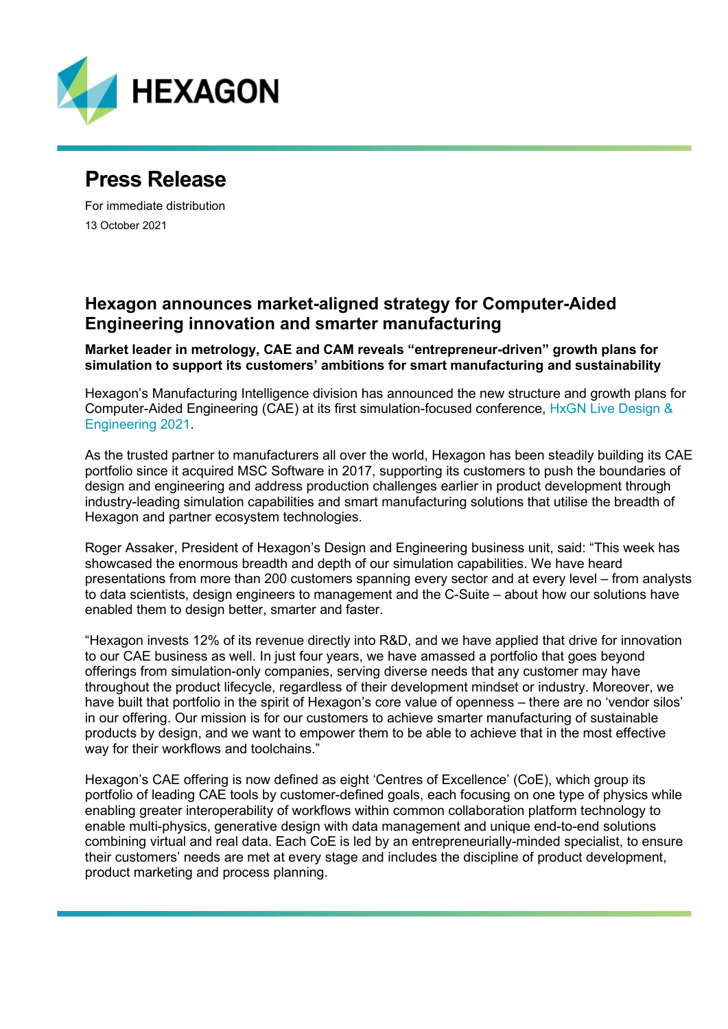HEXAGON

# Press Release

For immediate distribution

13 October 2021

## Hexagon announces market-aligned strategy for Computer-Aided Engineering innovation and smarter manufacturing

**Market leader in metrology, CAE and CAM reveals "entrepreneur-driven" growth plans for simulation to support its customers' ambitions for smart manufacturing and sustainability**

Hexagon's Manufacturing Intelligence division has announced the new structure and growth plans for Computer-Aided Engineering (CAE) at its first simulation-focused conference, HxGN Live Design & Engineering 2021.

As the trusted partner to manufacturers all over the world, Hexagon has been steadily building its CAE portfolio since it acquired MSC Software in 2017, supporting its customers to push the boundaries of design and engineering and address production challenges earlier in product development through industry-leading simulation capabilities and smart manufacturing solutions that utilise the breadth of Hexagon and partner ecosystem technologies.

Roger Assaker, President of Hexagon's Design and Engineering business unit, said: "This week has showcased the enormous breadth and depth of our simulation capabilities. We have heard presentations from more than 200 customers spanning every sector and at every level – from analysts to data scientists, design engineers to management and the C-Suite – about how our solutions have enabled them to design better, smarter and faster.

"Hexagon invests 12% of its revenue directly into R&D, and we have applied that drive for innovation to our CAE business as well. In just four years, we have amassed a portfolio that goes beyond offerings from simulation-only companies, serving diverse needs that any customer may have throughout the product lifecycle, regardless of their development mindset or industry. Moreover, we have built that portfolio in the spirit of Hexagon's core value of openness – there are no 'vendor silos' in our offering. Our mission is for our customers to achieve smarter manufacturing of sustainable products by design, and we want to empower them to be able to achieve that in the most effective way for their workflows and toolchains."

Hexagon's CAE offering is now defined as eight 'Centres of Excellence' (CoE), which group its portfolio of leading CAE tools by customer-defined goals, each focusing on one type of physics while enabling greater interoperability of workflows within common collaboration platform technology to enable multi-physics, generative design with data management and unique end-to-end solutions combining virtual and real data. Each CoE is led by an entrepreneurially-minded specialist, to ensure their customers' needs are met at every stage and includes the discipline of product development, product marketing and process planning.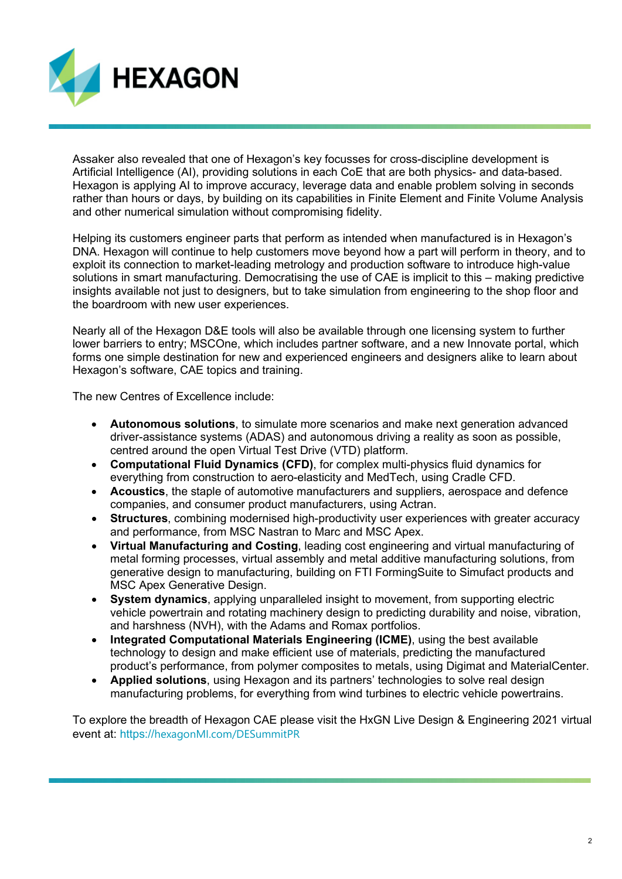Assaker also revealed that one of Hexagon's key focusses for cross-discipline development is Artificial Intelligence (AI), providing solutions in each CoE that are both physics- and data-based. Hexagon is applying AI to improve accuracy, leverage data and enable problem solving in seconds rather than hours or days, by building on its capabilities in Finite Element and Finite Volume Analysis and other numerical simulation without compromising fidelity.

Helping its customers engineer parts that perform as intended when manufactured is in Hexagon's DNA. Hexagon will continue to help customers move beyond how a part will perform in theory, and to exploit its connection to market-leading metrology and production software to introduce high-value solutions in smart manufacturing. Democratising the use of CAE is implicit to this – making predictive insights available not just to designers, but to take simulation from engineering to the shop floor and the boardroom with new user experiences.

Nearly all of the Hexagon D&E tools will also be available through one licensing system to further lower barriers to entry; MSCOne, which includes partner software, and a new Innovate portal, which forms one simple destination for new and experienced engineers and designers alike to learn about Hexagon's software, CAE topics and training.

The new Centres of Excellence include:

- **Autonomous solutions**, to simulate more scenarios and make next generation advanced driver-assistance systems (ADAS) and autonomous driving a reality as soon as possible, centred around the open Virtual Test Drive (VTD) platform.
- **Computational Fluid Dynamics (CFD)**, for complex multi-physics fluid dynamics for everything from construction to aero-elasticity and MedTech, using Cradle CFD.
- **Acoustics**, the staple of automotive manufacturers and suppliers, aerospace and defence companies, and consumer product manufacturers, using Actran.
- **Structures**, combining modernised high-productivity user experiences with greater accuracy and performance, from MSC Nastran to Marc and MSC Apex.
- **Virtual Manufacturing and Costing**, leading cost engineering and virtual manufacturing of metal forming processes, virtual assembly and metal additive manufacturing solutions, from generative design to manufacturing, building on FTI FormingSuite to Simufact products and MSC Apex Generative Design.
- **System dynamics**, applying unparalleled insight to movement, from supporting electric vehicle powertrain and rotating machinery design to predicting durability and noise, vibration, and harshness (NVH), with the Adams and Romax portfolios.
- **Integrated Computational Materials Engineering (ICME)**, using the best available technology to design and make efficient use of materials, predicting the manufactured product's performance, from polymer composites to metals, using Digimat and MaterialCenter.
- **Applied solutions**, using Hexagon and its partners' technologies to solve real design manufacturing problems, for everything from wind turbines to electric vehicle powertrains.

To explore the breadth of Hexagon CAE please visit the HxGN Live Design & Engineering 2021 virtual event at: https://hexagonMI.com/DESummitPR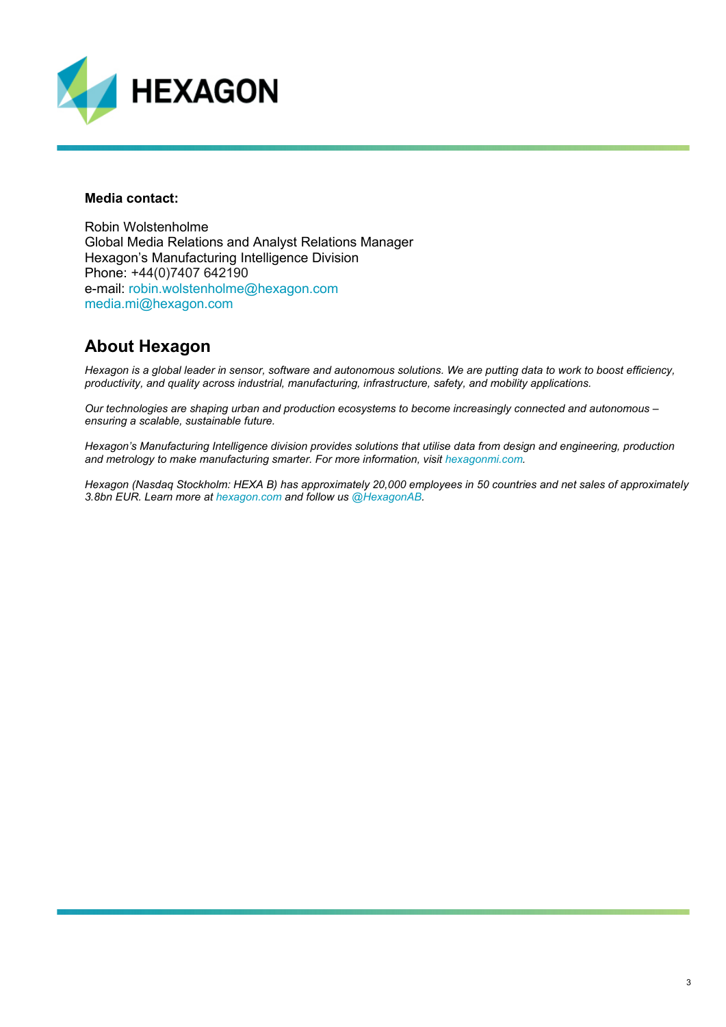**Media contact:**

Robin Wolstenholme
Global Media Relations and Analyst Relations Manager
Hexagon's Manufacturing Intelligence Division
Phone: +44(0)7407 642190
e-mail: robin.wolstenholme@hexagon.com
media.mi@hexagon.com

## About Hexagon

*Hexagon is a global leader in sensor, software and autonomous solutions. We are putting data to work to boost efficiency, productivity, and quality across industrial, manufacturing, infrastructure, safety, and mobility applications.*

*Our technologies are shaping urban and production ecosystems to become increasingly connected and autonomous – ensuring a scalable, sustainable future.*

*Hexagon's Manufacturing Intelligence division provides solutions that utilise data from design and engineering, production and metrology to make manufacturing smarter. For more information, visit hexagonmi.com.*

*Hexagon (Nasdaq Stockholm: HEXA B) has approximately 20,000 employees in 50 countries and net sales of approximately 3.8bn EUR. Learn more at hexagon.com and follow us @HexagonAB.*